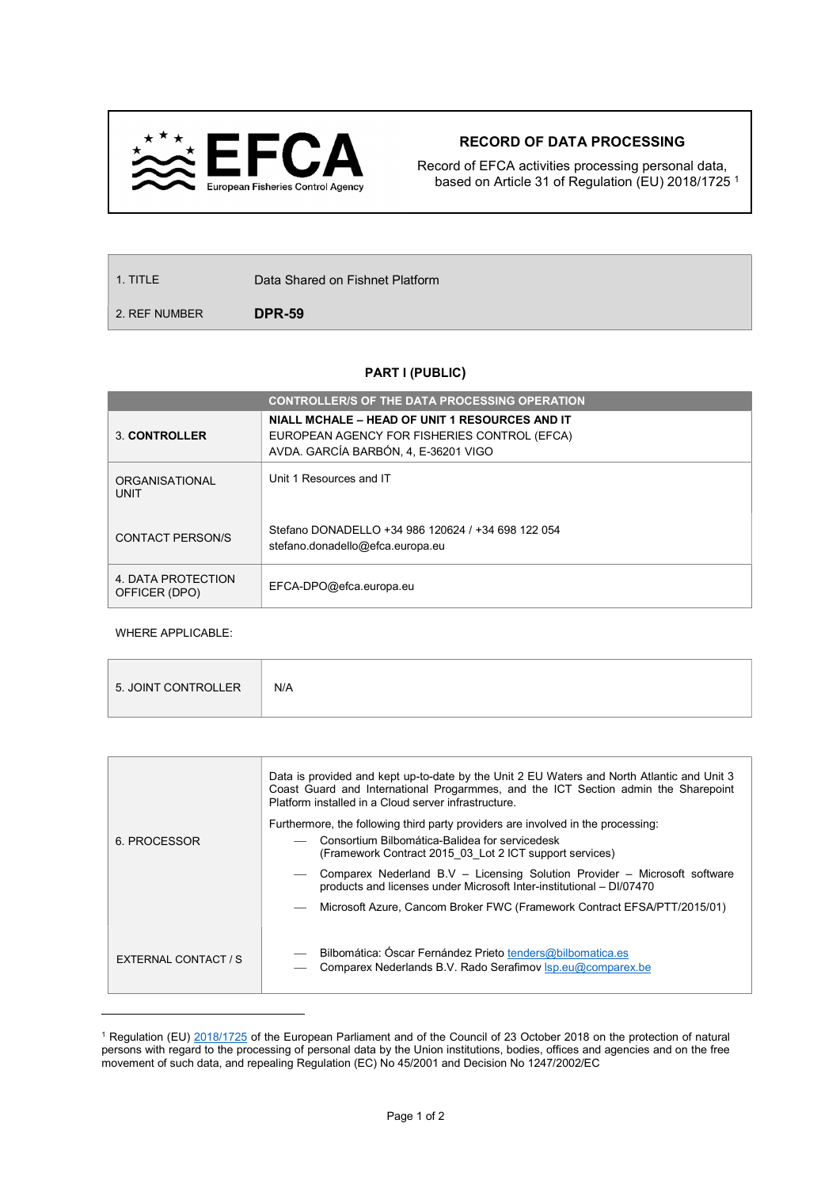EFCA European Fisheries Control Agency

## RECORD OF DATA PROCESSING

Record of EFCA activities processing personal data, based on Article 31 of Regulation (EU) 2018/1725 [1]

| | |
|---|---|
| 1. TITLE | Data Shared on Fishnet Platform |
| 2. REF NUMBER | **DPR-59** |

### PART I (PUBLIC)

| CONTROLLER/S OF THE DATA PROCESSING OPERATION | |
|---|---|
| 3. **CONTROLLER** | **NIALL MCHALE – HEAD OF UNIT 1 RESOURCES AND IT**<br>EUROPEAN AGENCY FOR FISHERIES CONTROL (EFCA)<br>AVDA. GARCÍA BARBÓN, 4, E-36201 VIGO |
| ORGANISATIONAL UNIT | Unit 1 Resources and IT |
| CONTACT PERSON/S | Stefano DONADELLO +34 986 120624 / +34 698 122 054<br>stefano.donadello@efca.europa.eu |
| 4. DATA PROTECTION OFFICER (DPO) | EFCA-DPO@efca.europa.eu |

WHERE APPLICABLE:

| | |
|---|---|
| 5. JOINT CONTROLLER | N/A |

| | |
|---|---|
| 6. PROCESSOR | Data is provided and kept up-to-date by the Unit 2 EU Waters and North Atlantic and Unit 3 Coast Guard and International Programmes, and the ICT Section admin the Sharepoint Platform installed in a Cloud server infrastructure.<br>Furthermore, the following third party providers are involved in the processing:<br>— Consortium Bilbomática-Balidea for servicedesk (Framework Contract 2015_03_Lot 2 ICT support services)<br>— Comparex Nederland B.V – Licensing Solution Provider – Microsoft software products and licenses under Microsoft Inter-institutional – DI/07470<br>— Microsoft Azure, Cancom Broker FWC (Framework Contract EFSA/PTT/2015/01) |
| EXTERNAL CONTACT / S | — Bilbomática: Óscar Fernández Prieto tenders@bilbomatica.es<br>— Comparex Nederlands B.V. Rado Serafimov lsp.eu@comparex.be |

[1] Regulation (EU) 2018/1725 of the European Parliament and of the Council of 23 October 2018 on the protection of natural persons with regard to the processing of personal data by the Union institutions, bodies, offices and agencies and on the free movement of such data, and repealing Regulation (EC) No 45/2001 and Decision No 1247/2002/EC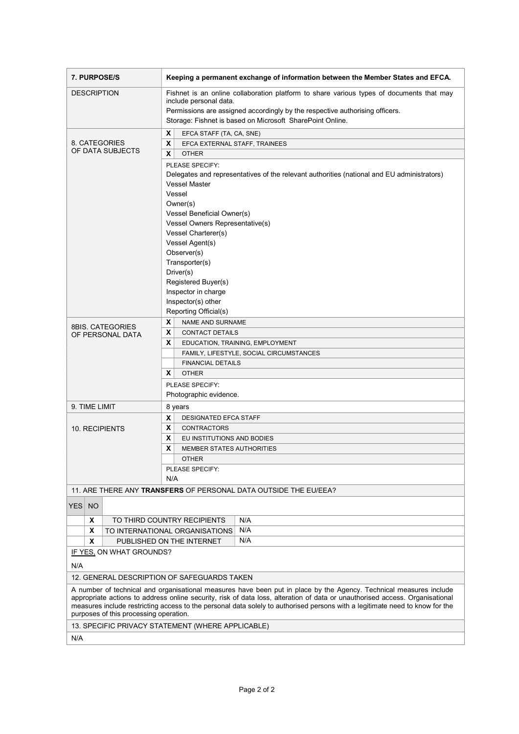| | |
|---|---|
| **7. PURPOSE/S** | **Keeping a permanent exchange of information between the Member States and EFCA.** |
| DESCRIPTION | Fishnet is an online collaboration platform to share various types of documents that may include personal data.<br>Permissions are assigned accordingly by the respective authorising officers.<br>Storage: Fishnet is based on Microsoft SharePoint Online. |
| 8. CATEGORIES OF DATA SUBJECTS | X EFCA STAFF (TA, CA, SNE)<br>X EFCA EXTERNAL STAFF, TRAINEES<br>X OTHER<br>PLEASE SPECIFY:<br>Delegates and representatives of the relevant authorities (national and EU administrators)<br>Vessel Master<br>Vessel<br>Owner(s)<br>Vessel Beneficial Owner(s)<br>Vessel Owners Representative(s)<br>Vessel Charterer(s)<br>Vessel Agent(s)<br>Observer(s)<br>Transporter(s)<br>Driver(s)<br>Registered Buyer(s)<br>Inspector in charge<br>Inspector(s) other<br>Reporting Official(s) |
| 8BIS. CATEGORIES OF PERSONAL DATA | X NAME AND SURNAME<br>X CONTACT DETAILS<br>X EDUCATION, TRAINING, EMPLOYMENT<br>FAMILY, LIFESTYLE, SOCIAL CIRCUMSTANCES<br>FINANCIAL DETAILS<br>X OTHER<br>PLEASE SPECIFY:<br>Photographic evidence. |
| 9. TIME LIMIT | 8 years |
| 10. RECIPIENTS | X DESIGNATED EFCA STAFF<br>X CONTRACTORS<br>X EU INSTITUTIONS AND BODIES<br>X MEMBER STATES AUTHORITIES<br>OTHER<br>PLEASE SPECIFY:<br>N/A |

11. ARE THERE ANY **TRANSFERS** OF PERSONAL DATA OUTSIDE THE EU/EEA?

| YES | NO | | |
|---|---|---|---|
| | X | TO THIRD COUNTRY RECIPIENTS | N/A |
| | X | TO INTERNATIONAL ORGANISATIONS | N/A |
| | X | PUBLISHED ON THE INTERNET | N/A |

IF YES, ON WHAT GROUNDS?

N/A

12. GENERAL DESCRIPTION OF SAFEGUARDS TAKEN

A number of technical and organisational measures have been put in place by the Agency. Technical measures include appropriate actions to address online security, risk of data loss, alteration of data or unauthorised access. Organisational measures include restricting access to the personal data solely to authorised persons with a legitimate need to know for the purposes of this processing operation.

13. SPECIFIC PRIVACY STATEMENT (WHERE APPLICABLE)

N/A